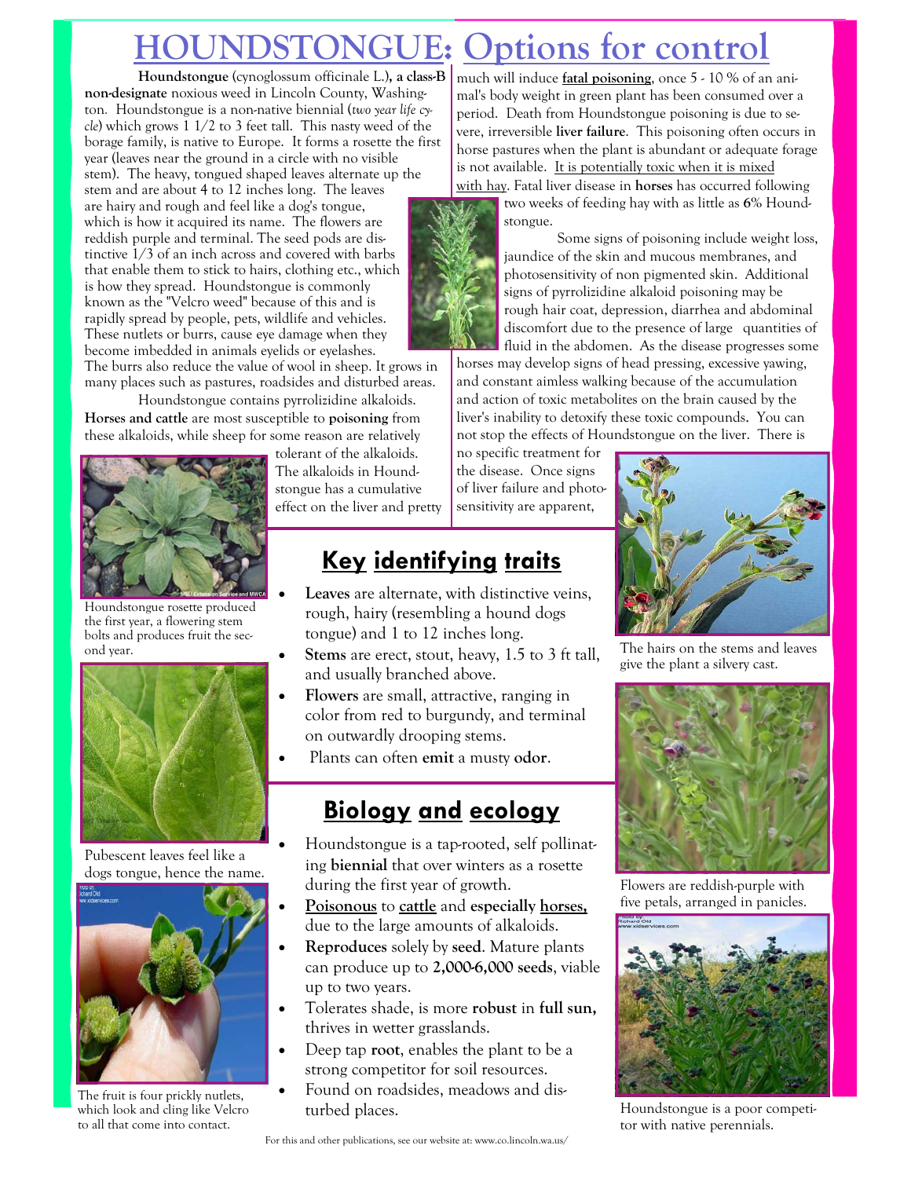# HOUNDSTONGUE: Options for control

**Houndstongue** (cynoglossum officinale L.)**, a class-B non-designate** noxious weed in Lincoln County, Washington. Houndstongue is a non-native biennial (*two year life cycle*) which grows 1 1/2 to 3 feet tall. This nasty weed of the borage family, is native to Europe. It forms a rosette the first year (leaves near the ground in a circle with no visible stem). The heavy, tongued shaped leaves alternate up the stem and are about 4 to 12 inches long. The leaves are hairy and rough and feel like a dog's tongue, which is how it acquired its name. The flowers are reddish purple and terminal. The seed pods are distinctive 1/3 of an inch across and covered with barbs that enable them to stick to hairs, clothing etc., which is how they spread. Houndstongue is commonly known as the "Velcro weed" because of this and is rapidly spread by people, pets, wildlife and vehicles. These nutlets or burrs, cause eye damage when they become imbedded in animals eyelids or eyelashes. The burrs also reduce the value of wool in sheep. It grows in many places such as pastures, roadsides and disturbed areas.

Houndstongue contains pyrrolizidine alkaloids. **Horses and cattle** are most susceptible to **poisoning** from these alkaloids, while sheep for some reason are relatively tolerant of the alkaloids. The alkaloids in Houndstongue has a cumulative effect on the liver and pretty much will induce **fatal poisoning**, once 5 - 10 % of an animal's body weight in green plant has been consumed over a period. Death from Houndstongue poisoning is due to severe, irreversible **liver failure**. This poisoning often occurs in horse pastures when the plant is abundant or adequate forage is not available. It is potentially toxic when it is mixed with hay. Fatal liver disease in **horses** has occurred following two weeks of feeding hay with as little as **6%** Houndstongue.

Some signs of poisoning include weight loss, jaundice of the skin and mucous membranes, and photosensitivity of non pigmented skin. Additional signs of pyrrolizidine alkaloid poisoning may be rough hair coat, depression, diarrhea and abdominal discomfort due to the presence of large quantities of fluid in the abdomen. As the disease progresses some horses may develop signs of head pressing, excessive yawing, and constant aimless walking because of the accumulation and action of toxic metabolites on the brain caused by the liver's inability to detoxify these toxic compounds. You can not stop the effects of Houndstongue on the liver. There is no specific treatment for the disease. Once signs of liver failure and photosensitivity are apparent,

Houndstongue rosette produced the first year, a flowering stem bolts and produces fruit the second year.

The hairs on the stems and leaves give the plant a silvery cast.

## Key identifying traits

- **Leaves** are alternate, with distinctive veins, rough, hairy (resembling a hound dogs tongue) and 1 to 12 inches long.
- **Stems** are erect, stout, heavy, 1.5 to 3 ft tall, and usually branched above.
- **Flowers** are small, attractive, ranging in color from red to burgundy, and terminal on outwardly drooping stems.
- Plants can often **emit** a musty **odor**.

Pubescent leaves feel like a dogs tongue, hence the name.

Flowers are reddish-purple with five petals, arranged in panicles.

## Biology and ecology

- Houndstongue is a tap-rooted, self pollinating **biennial** that over winters as a rosette during the first year of growth.
- **Poisonous** to **cattle** and **especially horses,** due to the large amounts of alkaloids.
- **Reproduces** solely by **seed**. Mature plants can produce up to **2,000-6,000 seeds**, viable up to two years.
- Tolerates shade, is more **robust** in **full sun,** thrives in wetter grasslands.
- Deep tap **root**, enables the plant to be a strong competitor for soil resources.
- Found on roadsides, meadows and disturbed places.

The fruit is four prickly nutlets, which look and cling like Velcro to all that come into contact.

Houndstongue is a poor competitor with native perennials.

For this and other publications, see our website at: www.co.lincoln.wa.us/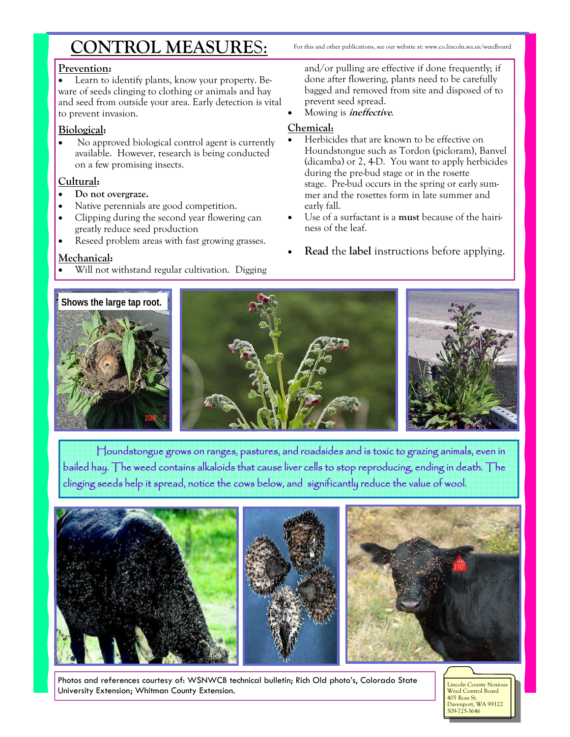# CONTROL MEASURES:

For this and other publications, see our website at: www.co.lincoln.wa.us/weedboard

## Prevention:

- Learn to identify plants, know your property. Beware of seeds clinging to clothing or animals and hay and seed from outside your area. Early detection is vital to prevent invasion.

## Biological:

- No approved biological control agent is currently available. However, research is being conducted on a few promising insects.

## Cultural:

- **Do not overgraze.**
- Native perennials are good competition.
- Clipping during the second year flowering can greatly reduce seed production
- Reseed problem areas with fast growing grasses.

## Mechanical:

- Will not withstand regular cultivation. Digging and/or pulling are effective if done frequently; if done after flowering, plants need to be carefully bagged and removed from site and disposed of to prevent seed spread.
- Mowing is ***ineffective***.

## Chemical:

- Herbicides that are known to be effective on Houndstongue such as Tordon (picloram), Banvel (dicamba) or 2, 4-D. You want to apply herbicides during the pre-bud stage or in the rosette stage. Pre-bud occurs in the spring or early summer and the rosettes form in late summer and early fall.
- Use of a surfactant is a **must** because of the hairiness of the leaf.
- **Read** the **label** instructions before applying.

Shows the large tap root.

Houndstongue grows on ranges, pastures, and roadsides and is toxic to grazing animals, even in bailed hay. The weed contains alkaloids that cause liver cells to stop reproducing, ending in death. The clinging seeds help it spread, notice the cows below, and significantly reduce the value of wool.

Photos and references courtesy of: WSNWCB technical bulletin; Rich Old photo's, Colorado State University Extension; Whitman County Extension.

Lincoln County Noxious Weed Control Board
405 Ross St.
Davenport, WA 99122
509-725-3646